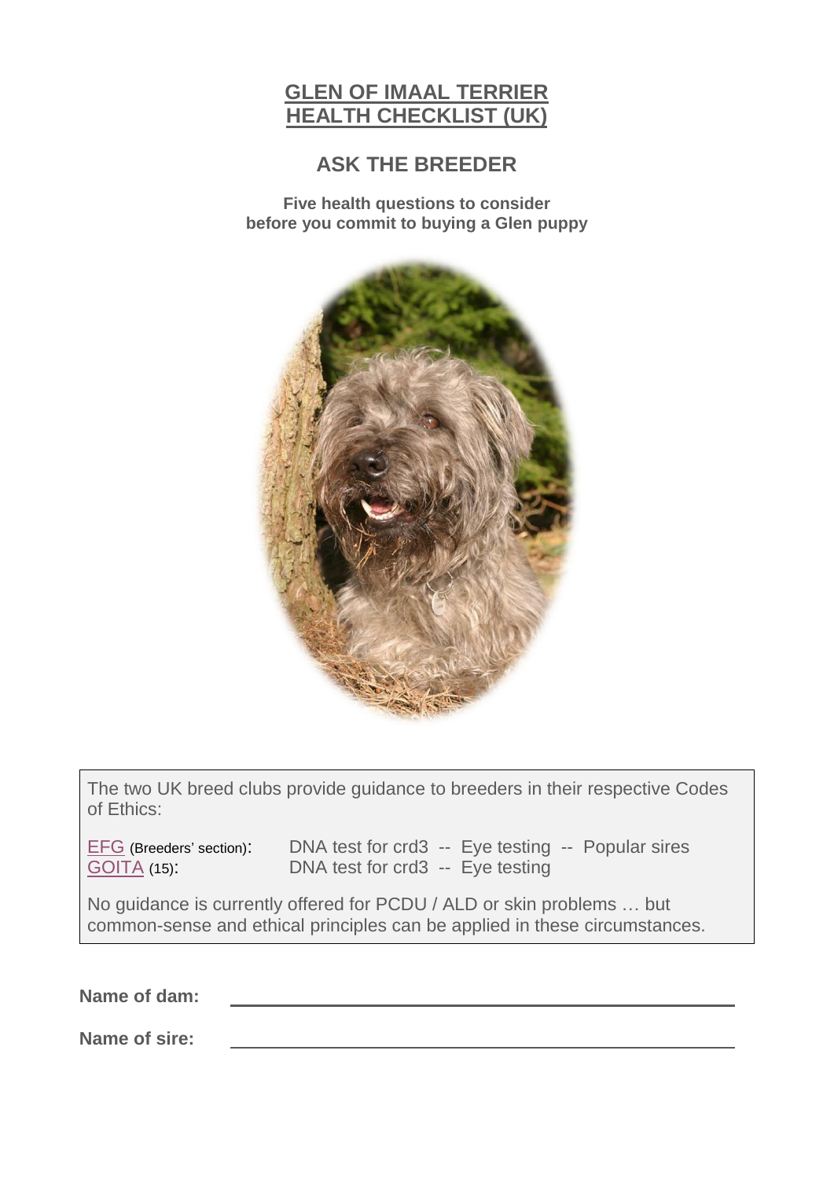# GLEN OF IMAAL TERRIER HEALTH CHECKLIST (UK)

## ASK THE BREEDER

**Five health questions to consider before you commit to buying a Glen puppy**

The two UK breed clubs provide guidance to breeders in their respective Codes of Ethics:

| | |
|---|---|
| EFG (Breeders' section): | DNA test for crd3 -- Eye testing -- Popular sires |
| GOITA (15): | DNA test for crd3 -- Eye testing |

No guidance is currently offered for PCDU / ALD or skin problems … but common-sense and ethical principles can be applied in these circumstances.

**Name of dam:** ______________________________

**Name of sire:** ______________________________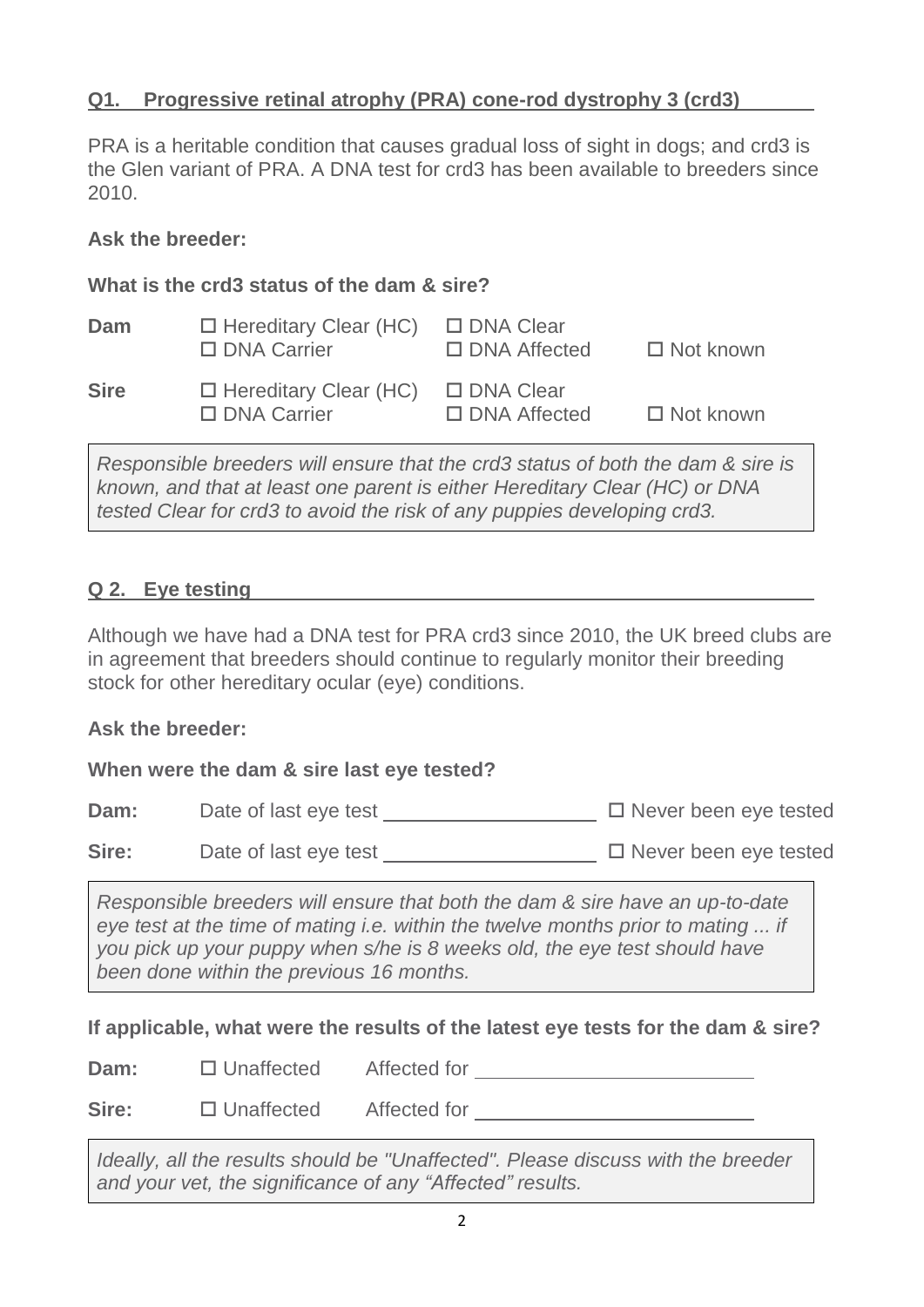## Q1. Progressive retinal atrophy (PRA) cone-rod dystrophy 3 (crd3)

PRA is a heritable condition that causes gradual loss of sight in dogs; and crd3 is the Glen variant of PRA. A DNA test for crd3 has been available to breeders since 2010.

**Ask the breeder:**

**What is the crd3 status of the dam & sire?**

| | | | |
|---|---|---|---|
| **Dam** | ☐ Hereditary Clear (HC)<br>☐ DNA Carrier | ☐ DNA Clear<br>☐ DNA Affected | ☐ Not known |
| **Sire** | ☐ Hereditary Clear (HC)<br>☐ DNA Carrier | ☐ DNA Clear<br>☐ DNA Affected | ☐ Not known |

*Responsible breeders will ensure that the crd3 status of both the dam & sire is known, and that at least one parent is either Hereditary Clear (HC) or DNA tested Clear for crd3 to avoid the risk of any puppies developing crd3.*

## Q 2. Eye testing

Although we have had a DNA test for PRA crd3 since 2010, the UK breed clubs are in agreement that breeders should continue to regularly monitor their breeding stock for other hereditary ocular (eye) conditions.

**Ask the breeder:**

**When were the dam & sire last eye tested?**

**Dam:** Date of last eye test ____________________ ☐ Never been eye tested

**Sire:** Date of last eye test ____________________ ☐ Never been eye tested

*Responsible breeders will ensure that both the dam & sire have an up-to-date eye test at the time of mating i.e. within the twelve months prior to mating ... if you pick up your puppy when s/he is 8 weeks old, the eye test should have been done within the previous 16 months.*

**If applicable, what were the results of the latest eye tests for the dam & sire?**

**Dam:** ☐ Unaffected Affected for ________________________

**Sire:** ☐ Unaffected Affected for ________________________

*Ideally, all the results should be "Unaffected". Please discuss with the breeder and your vet, the significance of any "Affected" results.*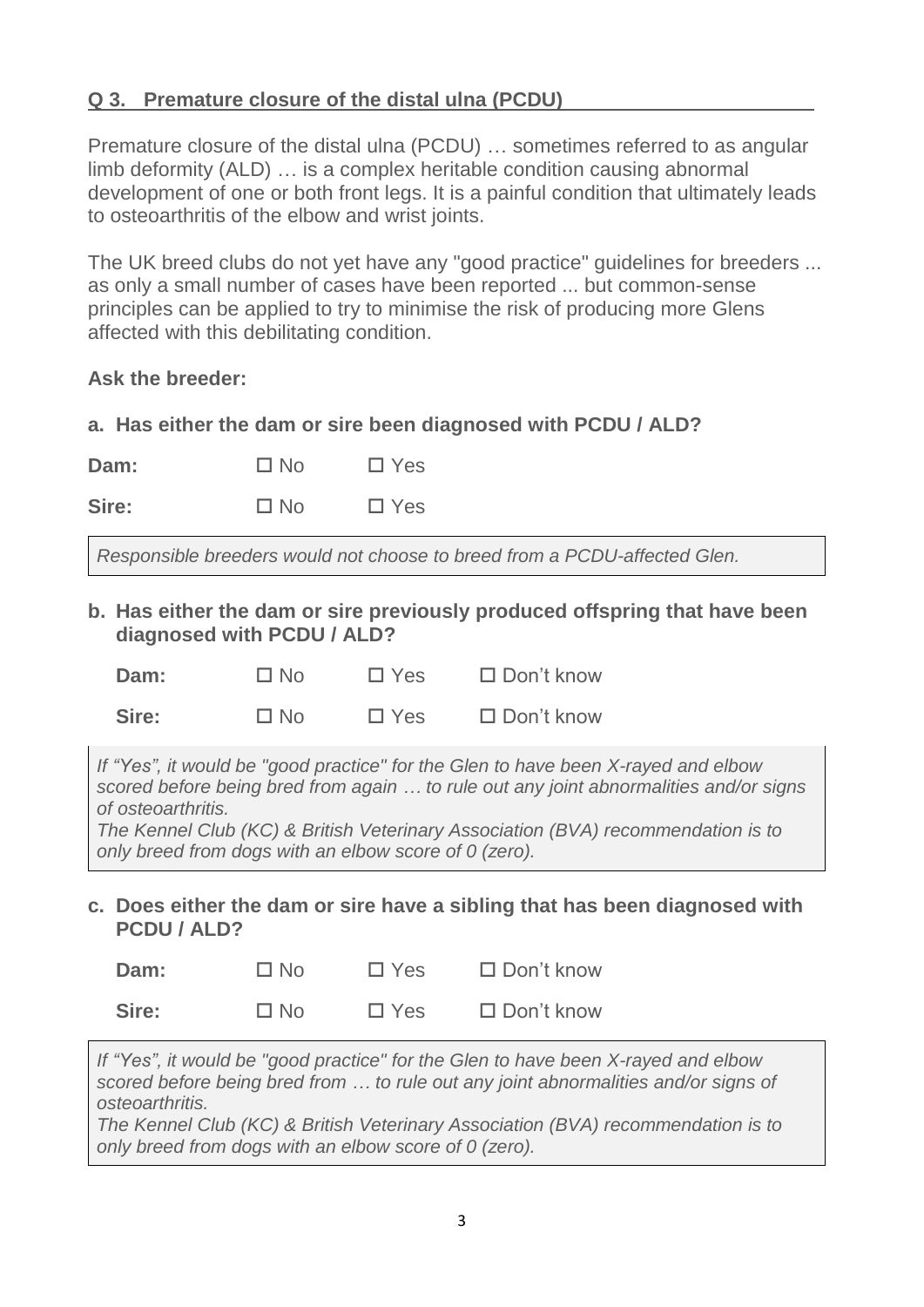## **Q 3. Premature closure of the distal ulna (PCDU)**

Premature closure of the distal ulna (PCDU) … sometimes referred to as angular limb deformity (ALD) … is a complex heritable condition causing abnormal development of one or both front legs. It is a painful condition that ultimately leads to osteoarthritis of the elbow and wrist joints.

The UK breed clubs do not yet have any "good practice" guidelines for breeders ... as only a small number of cases have been reported ... but common-sense principles can be applied to try to minimise the risk of producing more Glens affected with this debilitating condition.

**Ask the breeder:**

**a. Has either the dam or sire been diagnosed with PCDU / ALD?**

**Dam:** ☐ No ☐ Yes

**Sire:** ☐ No ☐ Yes

*Responsible breeders would not choose to breed from a PCDU-affected Glen.*

**b. Has either the dam or sire previously produced offspring that have been diagnosed with PCDU / ALD?**

**Dam:** ☐ No ☐ Yes ☐ Don't know

**Sire:** ☐ No ☐ Yes ☐ Don't know

*If "Yes", it would be "good practice" for the Glen to have been X-rayed and elbow scored before being bred from again … to rule out any joint abnormalities and/or signs of osteoarthritis.*
*The Kennel Club (KC) & British Veterinary Association (BVA) recommendation is to only breed from dogs with an elbow score of 0 (zero).*

**c. Does either the dam or sire have a sibling that has been diagnosed with PCDU / ALD?**

**Dam:** ☐ No ☐ Yes ☐ Don't know

**Sire:** ☐ No ☐ Yes ☐ Don't know

*If "Yes", it would be "good practice" for the Glen to have been X-rayed and elbow scored before being bred from … to rule out any joint abnormalities and/or signs of osteoarthritis.*
*The Kennel Club (KC) & British Veterinary Association (BVA) recommendation is to only breed from dogs with an elbow score of 0 (zero).*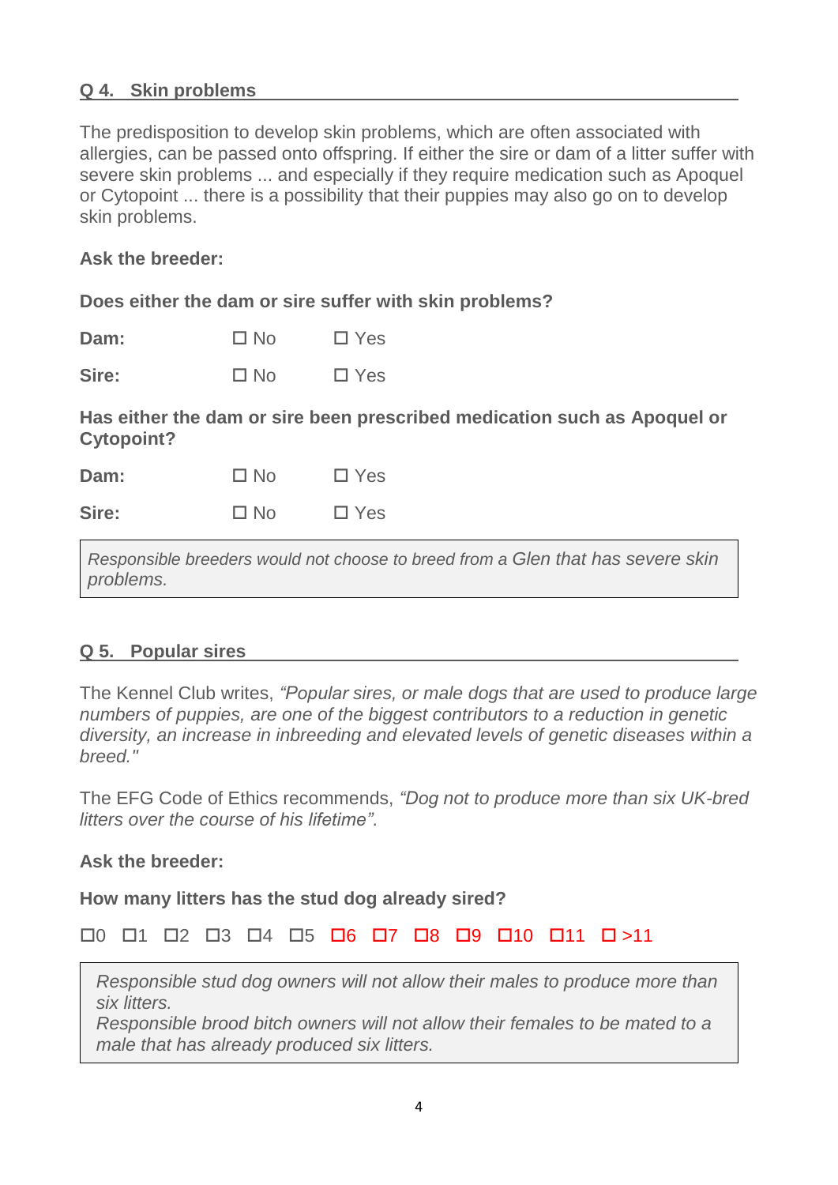## Q 4. Skin problems

The predisposition to develop skin problems, which are often associated with allergies, can be passed onto offspring. If either the sire or dam of a litter suffer with severe skin problems ... and especially if they require medication such as Apoquel or Cytopoint ... there is a possibility that their puppies may also go on to develop skin problems.

**Ask the breeder:**

**Does either the dam or sire suffer with skin problems?**

**Dam:** ☐ No ☐ Yes

**Sire:** ☐ No ☐ Yes

**Has either the dam or sire been prescribed medication such as Apoquel or Cytopoint?**

**Dam:** ☐ No ☐ Yes

**Sire:** ☐ No ☐ Yes

*Responsible breeders would not choose to breed from a Glen that has severe skin problems.*

## Q 5. Popular sires

The Kennel Club writes, *"Popular sires, or male dogs that are used to produce large numbers of puppies, are one of the biggest contributors to a reduction in genetic diversity, an increase in inbreeding and elevated levels of genetic diseases within a breed."*

The EFG Code of Ethics recommends, *"Dog not to produce more than six UK-bred litters over the course of his lifetime".*

**Ask the breeder:**

**How many litters has the stud dog already sired?**

☐0 ☐1 ☐2 ☐3 ☐4 ☐5 ☐6 ☐7 ☐8 ☐9 ☐10 ☐11 ☐ >11

*Responsible stud dog owners will not allow their males to produce more than six litters.*
*Responsible brood bitch owners will not allow their females to be mated to a male that has already produced six litters.*